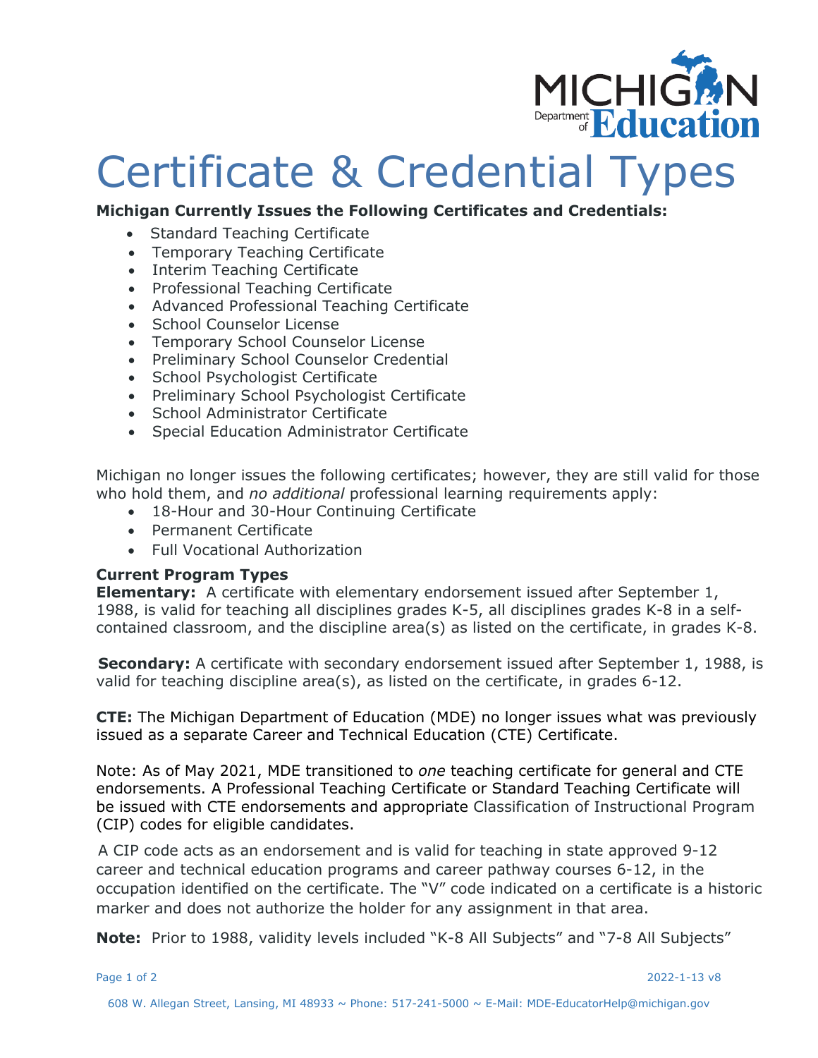# Certificate & Credential Types

**Michigan Currently Issues the Following Certificates and Credentials:**

- Standard Teaching Certificate
- Temporary Teaching Certificate
- Interim Teaching Certificate
- Professional Teaching Certificate
- Advanced Professional Teaching Certificate
- School Counselor License
- Temporary School Counselor License
- Preliminary School Counselor Credential
- School Psychologist Certificate
- Preliminary School Psychologist Certificate
- School Administrator Certificate
- Special Education Administrator Certificate

Michigan no longer issues the following certificates; however, they are still valid for those who hold them, and *no additional* professional learning requirements apply:

- 18-Hour and 30-Hour Continuing Certificate
- Permanent Certificate
- Full Vocational Authorization

### Current Program Types

**Elementary:** A certificate with elementary endorsement issued after September 1, 1988, is valid for teaching all disciplines grades K-5, all disciplines grades K-8 in a self-contained classroom, and the discipline area(s) as listed on the certificate, in grades K-8.

**Secondary:** A certificate with secondary endorsement issued after September 1, 1988, is valid for teaching discipline area(s), as listed on the certificate, in grades 6-12.

**CTE:** The Michigan Department of Education (MDE) no longer issues what was previously issued as a separate Career and Technical Education (CTE) Certificate.

Note: As of May 2021, MDE transitioned to *one* teaching certificate for general and CTE endorsements. A Professional Teaching Certificate or Standard Teaching Certificate will be issued with CTE endorsements and appropriate Classification of Instructional Program (CIP) codes for eligible candidates.

A CIP code acts as an endorsement and is valid for teaching in state approved 9-12 career and technical education programs and career pathway courses 6-12, in the occupation identified on the certificate. The "V" code indicated on a certificate is a historic marker and does not authorize the holder for any assignment in that area.

**Note:** Prior to 1988, validity levels included "K-8 All Subjects" and "7-8 All Subjects"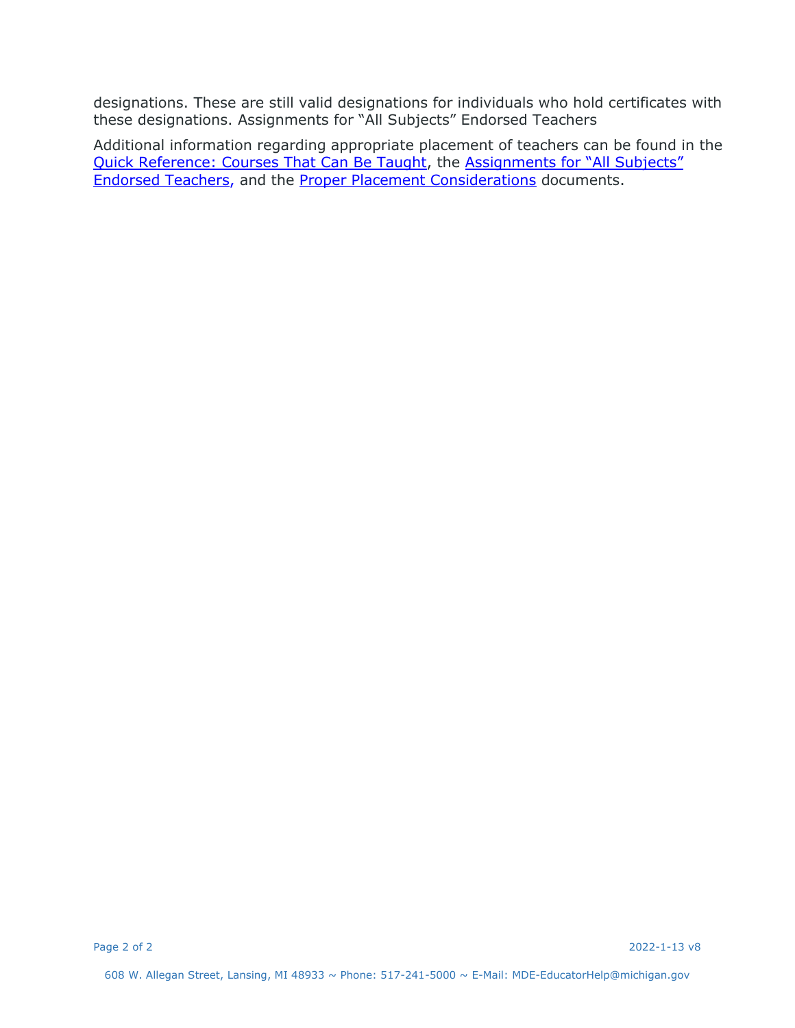designations. These are still valid designations for individuals who hold certificates with these designations. Assignments for "All Subjects" Endorsed Teachers

Additional information regarding appropriate placement of teachers can be found in the Quick Reference: Courses That Can Be Taught, the Assignments for "All Subjects" Endorsed Teachers, and the Proper Placement Considerations documents.